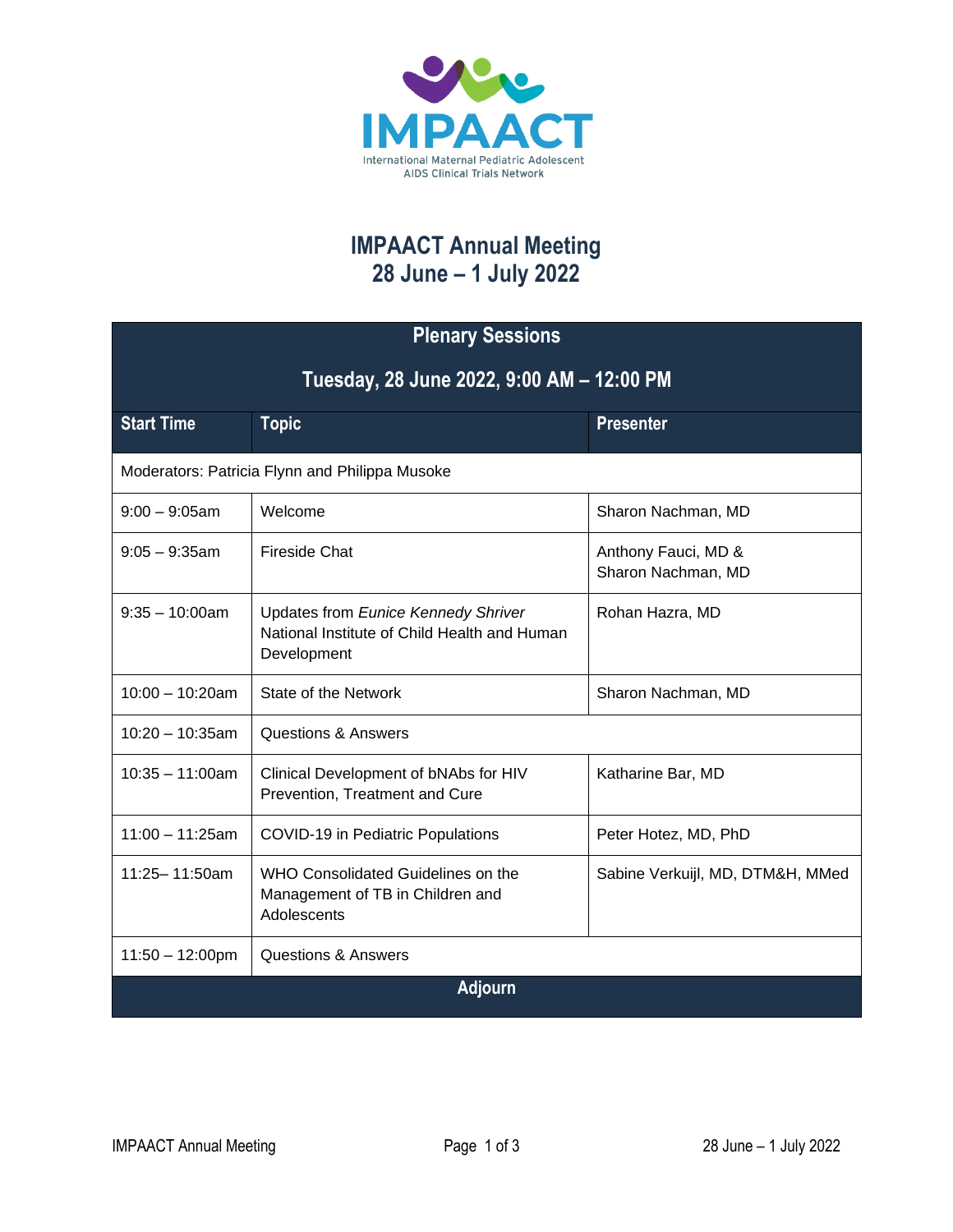IMPAACT

International Maternal Pediatric Adolescent AIDS Clinical Trials Network

# IMPAACT Annual Meeting
# 28 June – 1 July 2022

| Plenary Sessions<br>Tuesday, 28 June 2022, 9:00 AM – 12:00 PM | | |
|---|---|---|
| **Start Time** | **Topic** | **Presenter** |
| Moderators: Patricia Flynn and Philippa Musoke | | |
| 9:00 – 9:05am | Welcome | Sharon Nachman, MD |
| 9:05 – 9:35am | Fireside Chat | Anthony Fauci, MD & Sharon Nachman, MD |
| 9:35 – 10:00am | Updates from *Eunice Kennedy Shriver* National Institute of Child Health and Human Development | Rohan Hazra, MD |
| 10:00 – 10:20am | State of the Network | Sharon Nachman, MD |
| 10:20 – 10:35am | Questions & Answers | |
| 10:35 – 11:00am | Clinical Development of bNAbs for HIV Prevention, Treatment and Cure | Katharine Bar, MD |
| 11:00 – 11:25am | COVID-19 in Pediatric Populations | Peter Hotez, MD, PhD |
| 11:25– 11:50am | WHO Consolidated Guidelines on the Management of TB in Children and Adolescents | Sabine Verkuijl, MD, DTM&H, MMed |
| 11:50 – 12:00pm | Questions & Answers | |
| **Adjourn** | | |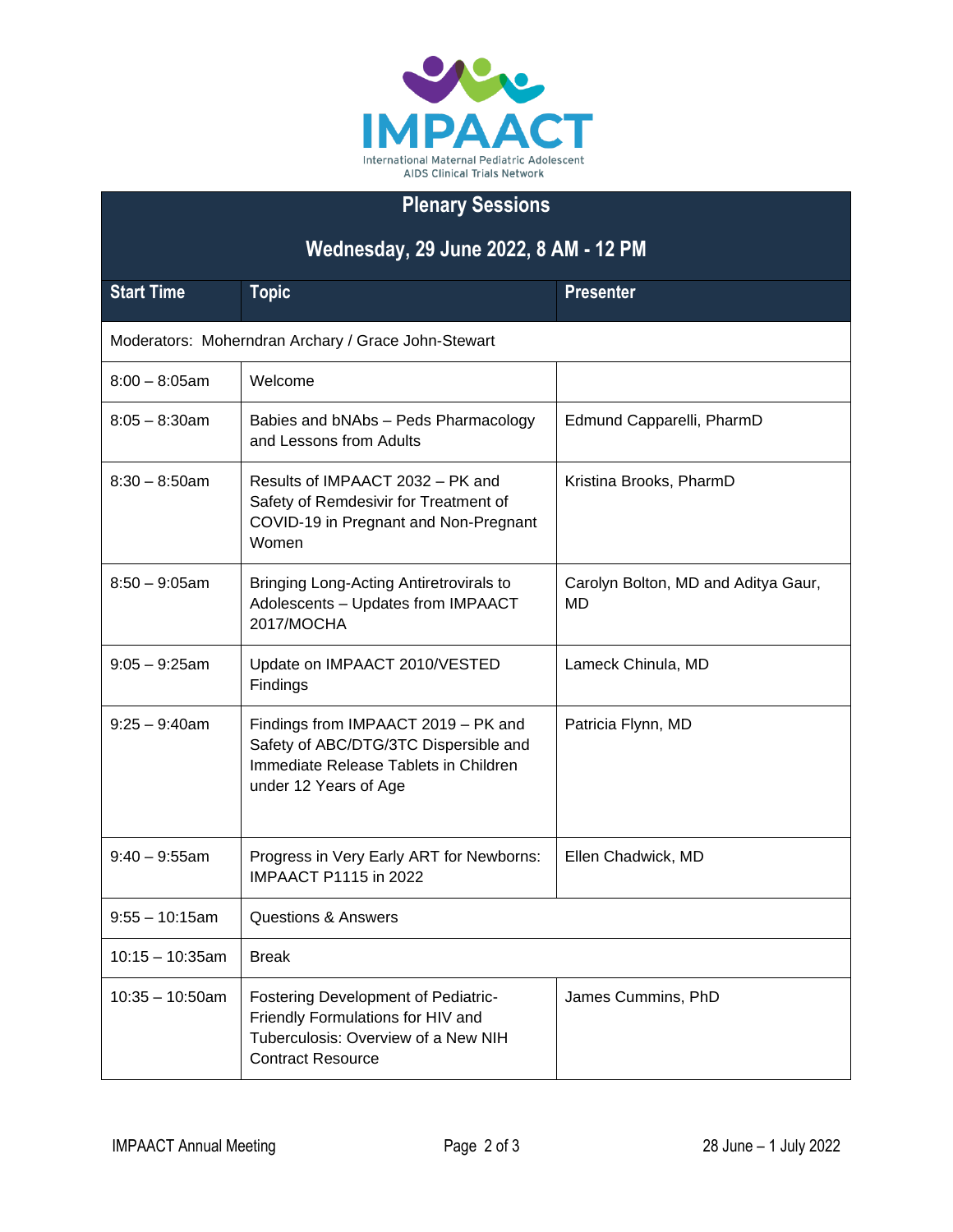IMPAACT

International Maternal Pediatric Adolescent AIDS Clinical Trials Network

## Plenary Sessions

## Wednesday, 29 June 2022, 8 AM - 12 PM

| Start Time | Topic | Presenter |
|---|---|---|
| Moderators: Moherndran Archary / Grace John-Stewart | | |
| 8:00 – 8:05am | Welcome | |
| 8:05 – 8:30am | Babies and bNAbs – Peds Pharmacology and Lessons from Adults | Edmund Capparelli, PharmD |
| 8:30 – 8:50am | Results of IMPAACT 2032 – PK and Safety of Remdesivir for Treatment of COVID-19 in Pregnant and Non-Pregnant Women | Kristina Brooks, PharmD |
| 8:50 – 9:05am | Bringing Long-Acting Antiretrovirals to Adolescents – Updates from IMPAACT 2017/MOCHA | Carolyn Bolton, MD and Aditya Gaur, MD |
| 9:05 – 9:25am | Update on IMPAACT 2010/VESTED Findings | Lameck Chinula, MD |
| 9:25 – 9:40am | Findings from IMPAACT 2019 – PK and Safety of ABC/DTG/3TC Dispersible and Immediate Release Tablets in Children under 12 Years of Age | Patricia Flynn, MD |
| 9:40 – 9:55am | Progress in Very Early ART for Newborns: IMPAACT P1115 in 2022 | Ellen Chadwick, MD |
| 9:55 – 10:15am | Questions & Answers | |
| 10:15 – 10:35am | Break | |
| 10:35 – 10:50am | Fostering Development of Pediatric-Friendly Formulations for HIV and Tuberculosis: Overview of a New NIH Contract Resource | James Cummins, PhD |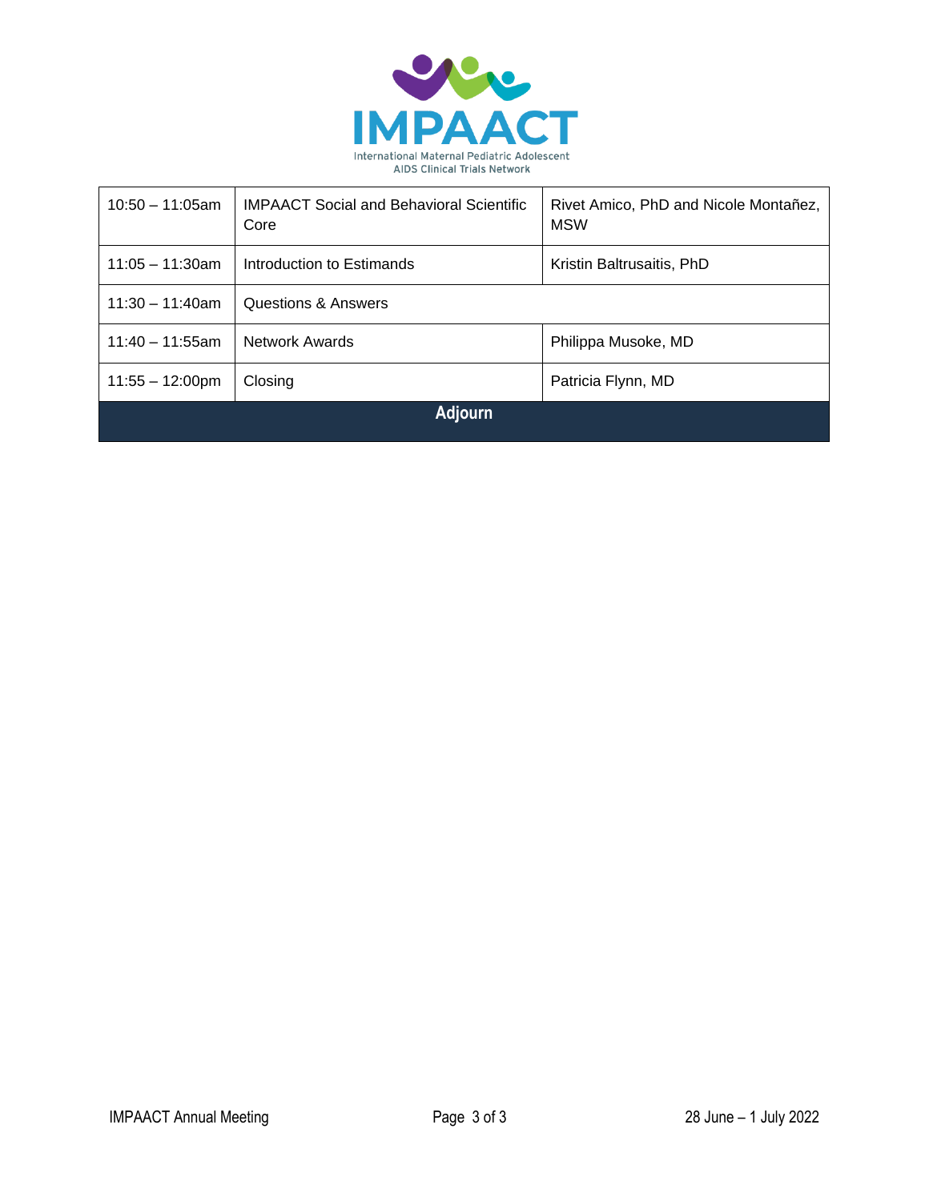| | | |
|---|---|---|
| 10:50 – 11:05am | IMPAACT Social and Behavioral Scientific Core | Rivet Amico, PhD and Nicole Montañez, MSW |
| 11:05 – 11:30am | Introduction to Estimands | Kristin Baltrusaitis, PhD |
| 11:30 – 11:40am | Questions & Answers | |
| 11:40 – 11:55am | Network Awards | Philippa Musoke, MD |
| 11:55 – 12:00pm | Closing | Patricia Flynn, MD |
| **Adjourn** | | |